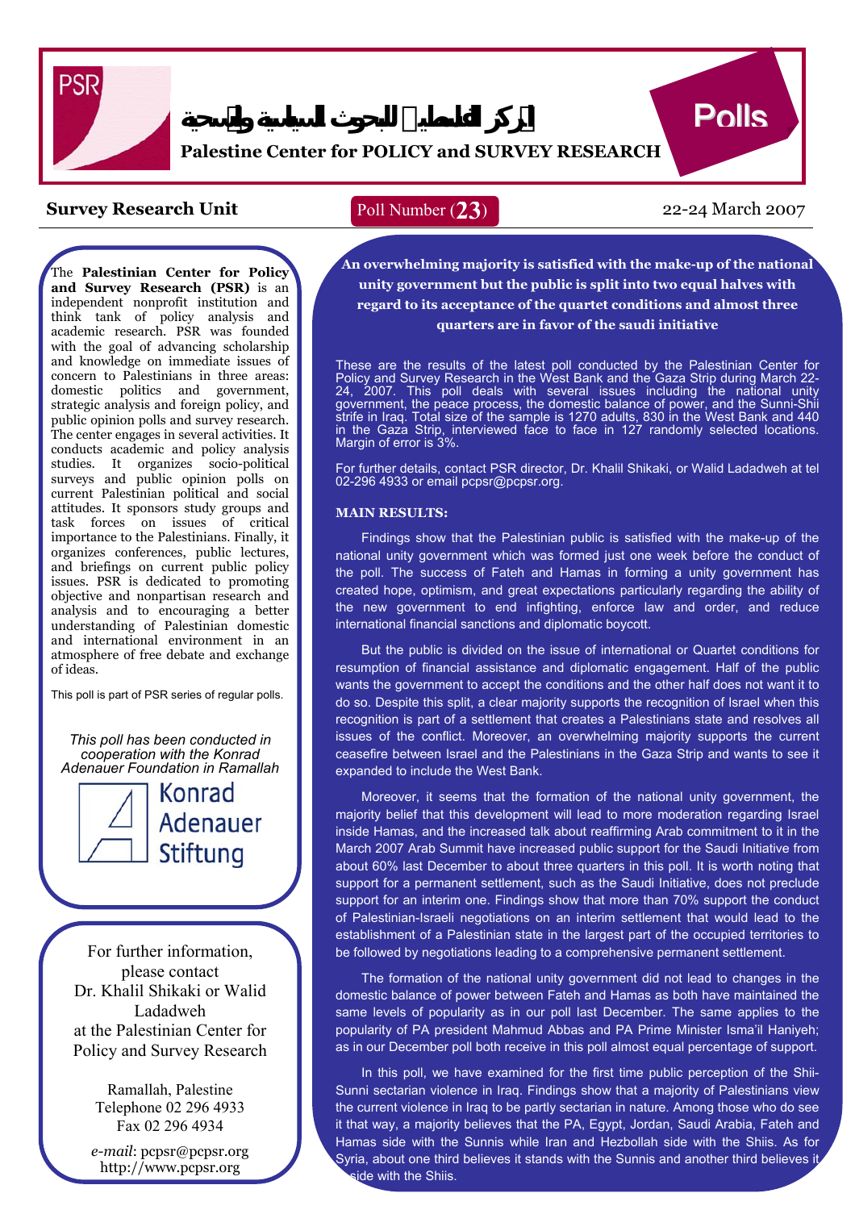# المركز الفلسطيني للبحوث السياسية والمسحية

**Palestine Center for POLICY and SURVEY RESEARCH**

**Polls**

**Survey Research Unit** | Poll Number (**23**) | 22-24 March 2007

The **Palestinian Center for Policy and Survey Research (PSR)** is an independent nonprofit institution and think tank of policy analysis and academic research. PSR was founded with the goal of advancing scholarship and knowledge on immediate issues of concern to Palestinians in three areas: domestic politics and government, strategic analysis and foreign policy, and public opinion polls and survey research. The center engages in several activities. It conducts academic and policy analysis studies. It organizes socio-political surveys and public opinion polls on current Palestinian political and social attitudes. It sponsors study groups and task forces on issues of critical importance to the Palestinians. Finally, it organizes conferences, public lectures, and briefings on current public policy issues. PSR is dedicated to promoting objective and nonpartisan research and analysis and to encouraging a better understanding of Palestinian domestic and international environment in an atmosphere of free debate and exchange of ideas.

This poll is part of PSR series of regular polls.

*This poll has been conducted in cooperation with the Konrad Adenauer Foundation in Ramallah*

Konrad Adenauer Stiftung

For further information, please contact Dr. Khalil Shikaki or Walid Ladadweh at the Palestinian Center for Policy and Survey Research

Ramallah, Palestine
Telephone 02 296 4933
Fax 02 296 4934

*e-mail*: pcpsr@pcpsr.org
http://www.pcpsr.org

**An overwhelming majority is satisfied with the make-up of the national unity government but the public is split into two equal halves with regard to its acceptance of the quartet conditions and almost three quarters are in favor of the saudi initiative**

These are the results of the latest poll conducted by the Palestinian Center for Policy and Survey Research in the West Bank and the Gaza Strip during March 22-24, 2007. This poll deals with several issues including the national unity government, the peace process, the domestic balance of power, and the Sunni-Shii strife in Iraq. Total size of the sample is 1270 adults, 830 in the West Bank and 440 in the Gaza Strip, interviewed face to face in 127 randomly selected locations. Margin of error is 3%.

For further details, contact PSR director, Dr. Khalil Shikaki, or Walid Ladadweh at tel 02-296 4933 or email pcpsr@pcpsr.org.

**MAIN RESULTS:**

Findings show that the Palestinian public is satisfied with the make-up of the national unity government which was formed just one week before the conduct of the poll. The success of Fateh and Hamas in forming a unity government has created hope, optimism, and great expectations particularly regarding the ability of the new government to end infighting, enforce law and order, and reduce international financial sanctions and diplomatic boycott.

But the public is divided on the issue of international or Quartet conditions for resumption of financial assistance and diplomatic engagement. Half of the public wants the government to accept the conditions and the other half does not want it to do so. Despite this split, a clear majority supports the recognition of Israel when this recognition is part of a settlement that creates a Palestinians state and resolves all issues of the conflict. Moreover, an overwhelming majority supports the current ceasefire between Israel and the Palestinians in the Gaza Strip and wants to see it expanded to include the West Bank.

Moreover, it seems that the formation of the national unity government, the majority belief that this development will lead to more moderation regarding Israel inside Hamas, and the increased talk about reaffirming Arab commitment to it in the March 2007 Arab Summit have increased public support for the Saudi Initiative from about 60% last December to about three quarters in this poll. It is worth noting that support for a permanent settlement, such as the Saudi Initiative, does not preclude support for an interim one. Findings show that more than 70% support the conduct of Palestinian-Israeli negotiations on an interim settlement that would lead to the establishment of a Palestinian state in the largest part of the occupied territories to be followed by negotiations leading to a comprehensive permanent settlement.

The formation of the national unity government did not lead to changes in the domestic balance of power between Fateh and Hamas as both have maintained the same levels of popularity as in our poll last December. The same applies to the popularity of PA president Mahmud Abbas and PA Prime Minister Isma'il Haniyeh; as in our December poll both receive in this poll almost equal percentage of support.

In this poll, we have examined for the first time public perception of the Shii-Sunni sectarian violence in Iraq. Findings show that a majority of Palestinians view the current violence in Iraq to be partly sectarian in nature. Among those who do see it that way, a majority believes that the PA, Egypt, Jordan, Saudi Arabia, Fateh and Hamas side with the Sunnis while Iran and Hezbollah side with the Shiis. As for Syria, about one third believes it stands with the Sunnis and another third believes it side with the Shiis.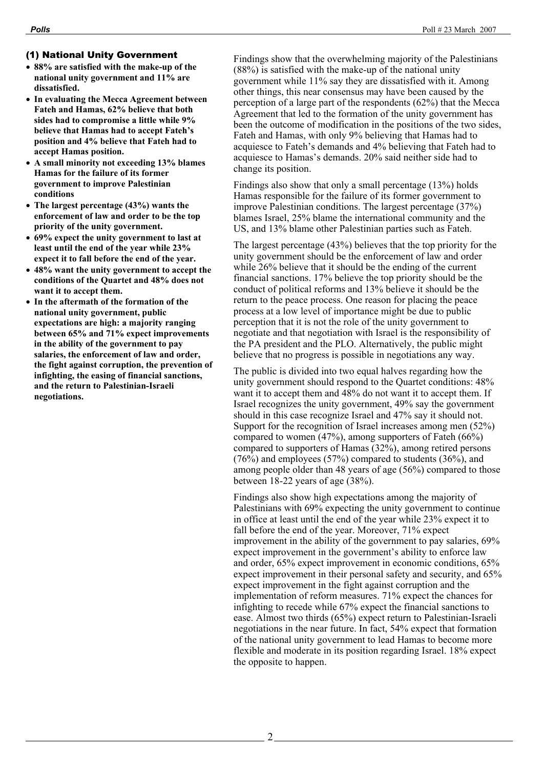## (1) National Unity Government

- **88% are satisfied with the make-up of the national unity government and 11% are dissatisfied.**
- **In evaluating the Mecca Agreement between Fateh and Hamas, 62% believe that both sides had to compromise a little while 9% believe that Hamas had to accept Fateh's position and 4% believe that Fateh had to accept Hamas position.**
- **A small minority not exceeding 13% blames Hamas for the failure of its former government to improve Palestinian conditions**
- **The largest percentage (43%) wants the enforcement of law and order to be the top priority of the unity government.**
- **69% expect the unity government to last at least until the end of the year while 23% expect it to fall before the end of the year.**
- **48% want the unity government to accept the conditions of the Quartet and 48% does not want it to accept them.**
- **In the aftermath of the formation of the national unity government, public expectations are high: a majority ranging between 65% and 71% expect improvements in the ability of the government to pay salaries, the enforcement of law and order, the fight against corruption, the prevention of infighting, the easing of financial sanctions, and the return to Palestinian-Israeli negotiations.**

Findings show that the overwhelming majority of the Palestinians (88%) is satisfied with the make-up of the national unity government while 11% say they are dissatisfied with it. Among other things, this near consensus may have been caused by the perception of a large part of the respondents (62%) that the Mecca Agreement that led to the formation of the unity government has been the outcome of modification in the positions of the two sides, Fateh and Hamas, with only 9% believing that Hamas had to acquiesce to Fateh's demands and 4% believing that Fateh had to acquiesce to Hamas's demands. 20% said neither side had to change its position.

Findings also show that only a small percentage (13%) holds Hamas responsible for the failure of its former government to improve Palestinian conditions. The largest percentage (37%) blames Israel, 25% blame the international community and the US, and 13% blame other Palestinian parties such as Fateh.

The largest percentage (43%) believes that the top priority for the unity government should be the enforcement of law and order while 26% believe that it should be the ending of the current financial sanctions. 17% believe the top priority should be the conduct of political reforms and 13% believe it should be the return to the peace process. One reason for placing the peace process at a low level of importance might be due to public perception that it is not the role of the unity government to negotiate and that negotiation with Israel is the responsibility of the PA president and the PLO. Alternatively, the public might believe that no progress is possible in negotiations any way.

The public is divided into two equal halves regarding how the unity government should respond to the Quartet conditions: 48% want it to accept them and 48% do not want it to accept them. If Israel recognizes the unity government, 49% say the government should in this case recognize Israel and 47% say it should not. Support for the recognition of Israel increases among men (52%) compared to women (47%), among supporters of Fateh (66%) compared to supporters of Hamas (32%), among retired persons (76%) and employees (57%) compared to students (36%), and among people older than 48 years of age (56%) compared to those between 18-22 years of age (38%).

Findings also show high expectations among the majority of Palestinians with 69% expecting the unity government to continue in office at least until the end of the year while 23% expect it to fall before the end of the year. Moreover, 71% expect improvement in the ability of the government to pay salaries, 69% expect improvement in the government's ability to enforce law and order, 65% expect improvement in economic conditions, 65% expect improvement in their personal safety and security, and 65% expect improvement in the fight against corruption and the implementation of reform measures. 71% expect the chances for infighting to recede while 67% expect the financial sanctions to ease. Almost two thirds (65%) expect return to Palestinian-Israeli negotiations in the near future. In fact, 54% expect that formation of the national unity government to lead Hamas to become more flexible and moderate in its position regarding Israel. 18% expect the opposite to happen.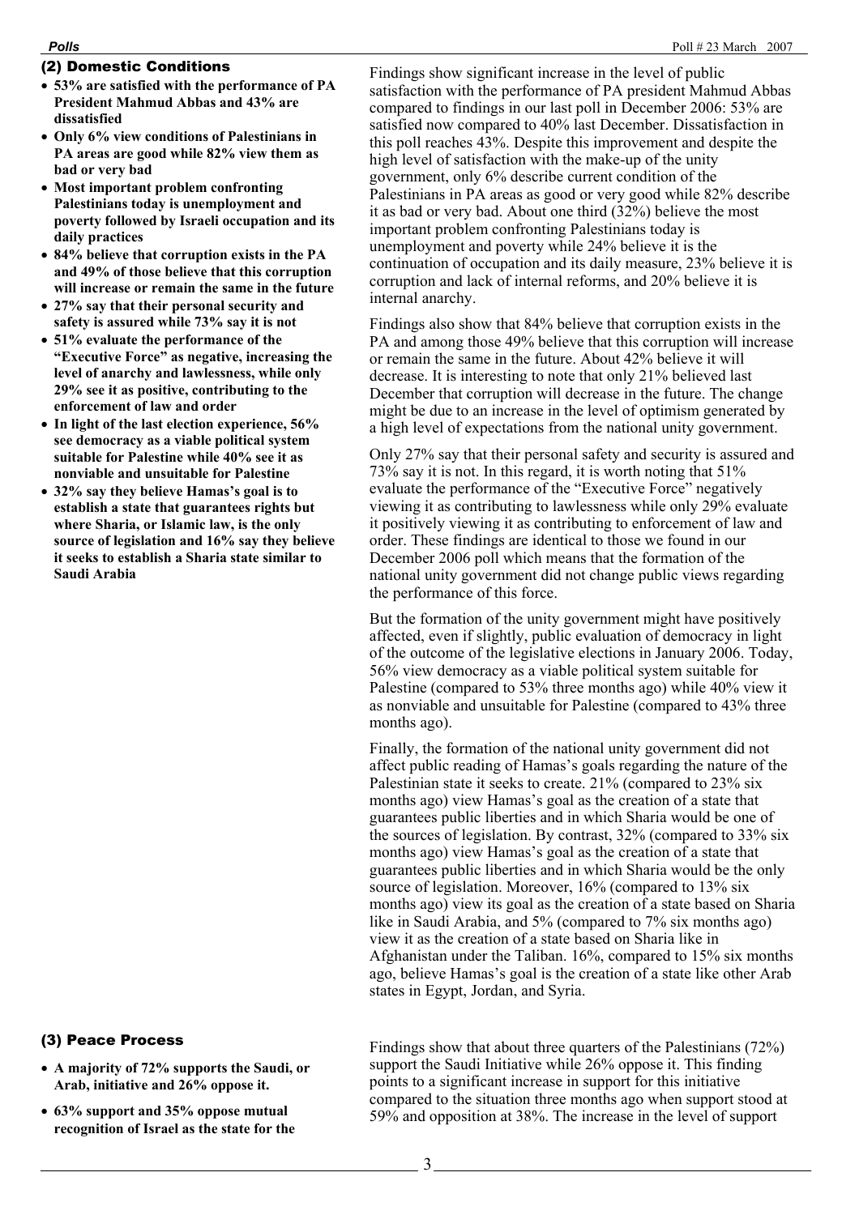## (2) Domestic Conditions

- **53% are satisfied with the performance of PA President Mahmud Abbas and 43% are dissatisfied**
- **Only 6% view conditions of Palestinians in PA areas are good while 82% view them as bad or very bad**
- **Most important problem confronting Palestinians today is unemployment and poverty followed by Israeli occupation and its daily practices**
- **84% believe that corruption exists in the PA and 49% of those believe that this corruption will increase or remain the same in the future**
- **27% say that their personal security and safety is assured while 73% say it is not**
- **51% evaluate the performance of the "Executive Force" as negative, increasing the level of anarchy and lawlessness, while only 29% see it as positive, contributing to the enforcement of law and order**
- **In light of the last election experience, 56% see democracy as a viable political system suitable for Palestine while 40% see it as nonviable and unsuitable for Palestine**
- **32% say they believe Hamas's goal is to establish a state that guarantees rights but where Sharia, or Islamic law, is the only source of legislation and 16% say they believe it seeks to establish a Sharia state similar to Saudi Arabia**

Findings show significant increase in the level of public satisfaction with the performance of PA president Mahmud Abbas compared to findings in our last poll in December 2006: 53% are satisfied now compared to 40% last December. Dissatisfaction in this poll reaches 43%. Despite this improvement and despite the high level of satisfaction with the make-up of the unity government, only 6% describe current condition of the Palestinians in PA areas as good or very good while 82% describe it as bad or very bad. About one third (32%) believe the most important problem confronting Palestinians today is unemployment and poverty while 24% believe it is the continuation of occupation and its daily measure, 23% believe it is corruption and lack of internal reforms, and 20% believe it is internal anarchy.

Findings also show that 84% believe that corruption exists in the PA and among those 49% believe that this corruption will increase or remain the same in the future. About 42% believe it will decrease. It is interesting to note that only 21% believed last December that corruption will decrease in the future. The change might be due to an increase in the level of optimism generated by a high level of expectations from the national unity government.

Only 27% say that their personal safety and security is assured and 73% say it is not. In this regard, it is worth noting that 51% evaluate the performance of the "Executive Force" negatively viewing it as contributing to lawlessness while only 29% evaluate it positively viewing it as contributing to enforcement of law and order. These findings are identical to those we found in our December 2006 poll which means that the formation of the national unity government did not change public views regarding the performance of this force.

But the formation of the unity government might have positively affected, even if slightly, public evaluation of democracy in light of the outcome of the legislative elections in January 2006. Today, 56% view democracy as a viable political system suitable for Palestine (compared to 53% three months ago) while 40% view it as nonviable and unsuitable for Palestine (compared to 43% three months ago).

Finally, the formation of the national unity government did not affect public reading of Hamas's goals regarding the nature of the Palestinian state it seeks to create. 21% (compared to 23% six months ago) view Hamas's goal as the creation of a state that guarantees public liberties and in which Sharia would be one of the sources of legislation. By contrast, 32% (compared to 33% six months ago) view Hamas's goal as the creation of a state that guarantees public liberties and in which Sharia would be the only source of legislation. Moreover, 16% (compared to 13% six months ago) view its goal as the creation of a state based on Sharia like in Saudi Arabia, and 5% (compared to 7% six months ago) view it as the creation of a state based on Sharia like in Afghanistan under the Taliban. 16%, compared to 15% six months ago, believe Hamas's goal is the creation of a state like other Arab states in Egypt, Jordan, and Syria.

## (3) Peace Process

- **A majority of 72% supports the Saudi, or Arab, initiative and 26% oppose it.**
- **63% support and 35% oppose mutual recognition of Israel as the state for the**

Findings show that about three quarters of the Palestinians (72%) support the Saudi Initiative while 26% oppose it. This finding points to a significant increase in support for this initiative compared to the situation three months ago when support stood at 59% and opposition at 38%. The increase in the level of support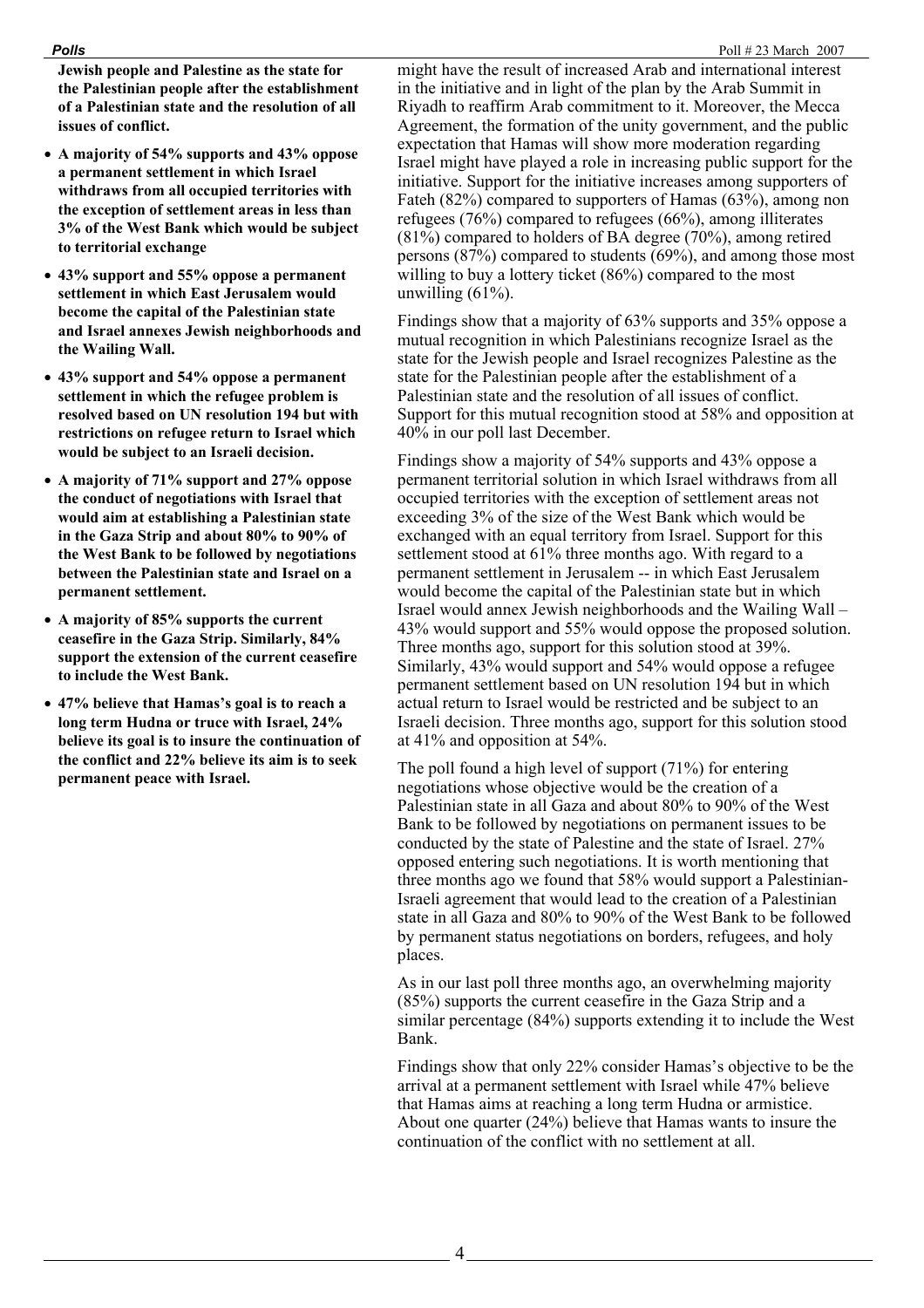**Jewish people and Palestine as the state for the Palestinian people after the establishment of a Palestinian state and the resolution of all issues of conflict.**

- **A majority of 54% supports and 43% oppose a permanent settlement in which Israel withdraws from all occupied territories with the exception of settlement areas in less than 3% of the West Bank which would be subject to territorial exchange**
- **43% support and 55% oppose a permanent settlement in which East Jerusalem would become the capital of the Palestinian state and Israel annexes Jewish neighborhoods and the Wailing Wall.**
- **43% support and 54% oppose a permanent settlement in which the refugee problem is resolved based on UN resolution 194 but with restrictions on refugee return to Israel which would be subject to an Israeli decision.**
- **A majority of 71% support and 27% oppose the conduct of negotiations with Israel that would aim at establishing a Palestinian state in the Gaza Strip and about 80% to 90% of the West Bank to be followed by negotiations between the Palestinian state and Israel on a permanent settlement.**
- **A majority of 85% supports the current ceasefire in the Gaza Strip. Similarly, 84% support the extension of the current ceasefire to include the West Bank.**
- **47% believe that Hamas's goal is to reach a long term Hudna or truce with Israel, 24% believe its goal is to insure the continuation of the conflict and 22% believe its aim is to seek permanent peace with Israel.**

might have the result of increased Arab and international interest in the initiative and in light of the plan by the Arab Summit in Riyadh to reaffirm Arab commitment to it. Moreover, the Mecca Agreement, the formation of the unity government, and the public expectation that Hamas will show more moderation regarding Israel might have played a role in increasing public support for the initiative. Support for the initiative increases among supporters of Fateh (82%) compared to supporters of Hamas (63%), among non refugees (76%) compared to refugees (66%), among illiterates (81%) compared to holders of BA degree (70%), among retired persons (87%) compared to students (69%), and among those most willing to buy a lottery ticket (86%) compared to the most unwilling (61%).

Findings show that a majority of 63% supports and 35% oppose a mutual recognition in which Palestinians recognize Israel as the state for the Jewish people and Israel recognizes Palestine as the state for the Palestinian people after the establishment of a Palestinian state and the resolution of all issues of conflict. Support for this mutual recognition stood at 58% and opposition at 40% in our poll last December.

Findings show a majority of 54% supports and 43% oppose a permanent territorial solution in which Israel withdraws from all occupied territories with the exception of settlement areas not exceeding 3% of the size of the West Bank which would be exchanged with an equal territory from Israel. Support for this settlement stood at 61% three months ago. With regard to a permanent settlement in Jerusalem -- in which East Jerusalem would become the capital of the Palestinian state but in which Israel would annex Jewish neighborhoods and the Wailing Wall – 43% would support and 55% would oppose the proposed solution. Three months ago, support for this solution stood at 39%. Similarly, 43% would support and 54% would oppose a refugee permanent settlement based on UN resolution 194 but in which actual return to Israel would be restricted and be subject to an Israeli decision. Three months ago, support for this solution stood at 41% and opposition at 54%.

The poll found a high level of support (71%) for entering negotiations whose objective would be the creation of a Palestinian state in all Gaza and about 80% to 90% of the West Bank to be followed by negotiations on permanent issues to be conducted by the state of Palestine and the state of Israel. 27% opposed entering such negotiations. It is worth mentioning that three months ago we found that 58% would support a Palestinian-Israeli agreement that would lead to the creation of a Palestinian state in all Gaza and 80% to 90% of the West Bank to be followed by permanent status negotiations on borders, refugees, and holy places.

As in our last poll three months ago, an overwhelming majority (85%) supports the current ceasefire in the Gaza Strip and a similar percentage (84%) supports extending it to include the West Bank.

Findings show that only 22% consider Hamas's objective to be the arrival at a permanent settlement with Israel while 47% believe that Hamas aims at reaching a long term Hudna or armistice. About one quarter (24%) believe that Hamas wants to insure the continuation of the conflict with no settlement at all.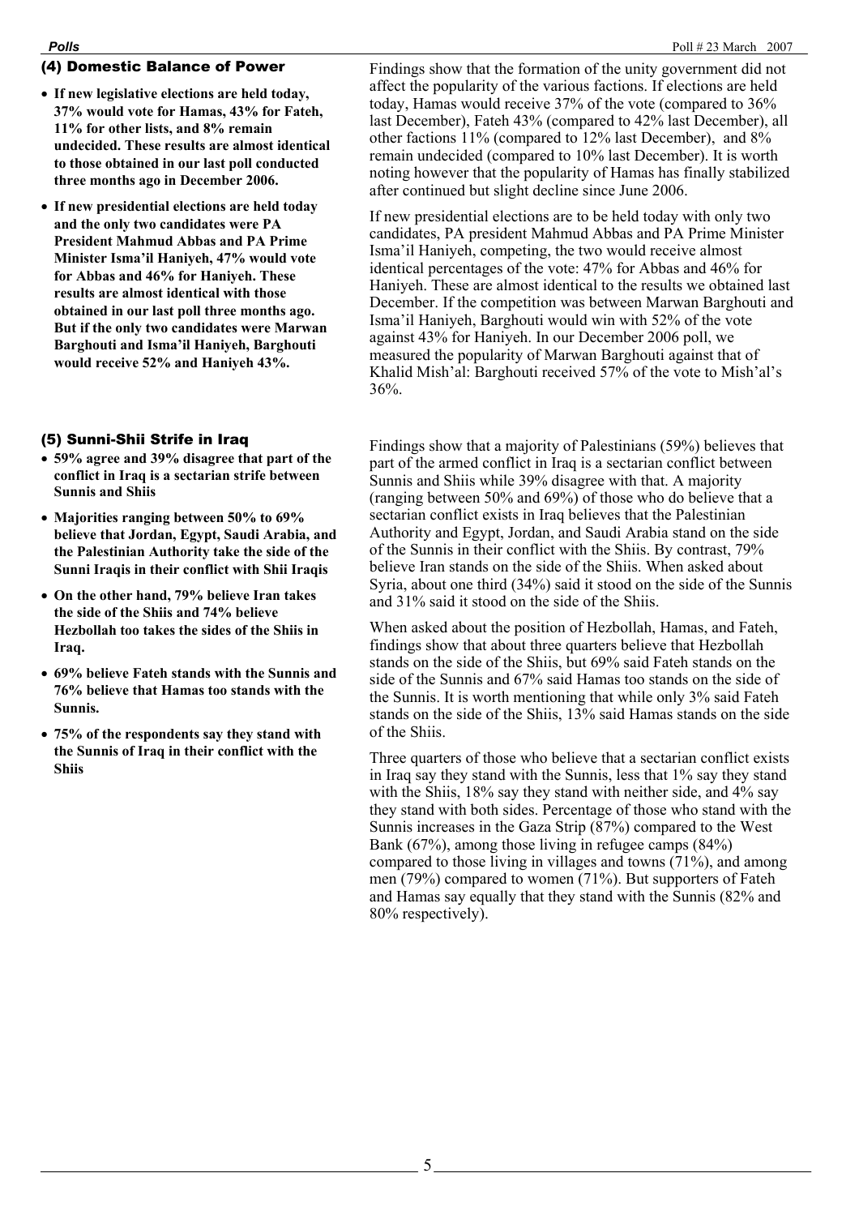## (4) Domestic Balance of Power

- **If new legislative elections are held today, 37% would vote for Hamas, 43% for Fateh, 11% for other lists, and 8% remain undecided. These results are almost identical to those obtained in our last poll conducted three months ago in December 2006.**
- **If new presidential elections are held today and the only two candidates were PA President Mahmud Abbas and PA Prime Minister Isma'il Haniyeh, 47% would vote for Abbas and 46% for Haniyeh. These results are almost identical with those obtained in our last poll three months ago. But if the only two candidates were Marwan Barghouti and Isma'il Haniyeh, Barghouti would receive 52% and Haniyeh 43%.**

Findings show that the formation of the unity government did not affect the popularity of the various factions. If elections are held today, Hamas would receive 37% of the vote (compared to 36% last December), Fateh 43% (compared to 42% last December), all other factions 11% (compared to 12% last December), and 8% remain undecided (compared to 10% last December). It is worth noting however that the popularity of Hamas has finally stabilized after continued but slight decline since June 2006.

If new presidential elections are to be held today with only two candidates, PA president Mahmud Abbas and PA Prime Minister Isma'il Haniyeh, competing, the two would receive almost identical percentages of the vote: 47% for Abbas and 46% for Haniyeh. These are almost identical to the results we obtained last December. If the competition was between Marwan Barghouti and Isma'il Haniyeh, Barghouti would win with 52% of the vote against 43% for Haniyeh. In our December 2006 poll, we measured the popularity of Marwan Barghouti against that of Khalid Mish'al: Barghouti received 57% of the vote to Mish'al's 36%.

## (5) Sunni-Shii Strife in Iraq

- **59% agree and 39% disagree that part of the conflict in Iraq is a sectarian strife between Sunnis and Shiis**
- **Majorities ranging between 50% to 69% believe that Jordan, Egypt, Saudi Arabia, and the Palestinian Authority take the side of the Sunni Iraqis in their conflict with Shii Iraqis**
- **On the other hand, 79% believe Iran takes the side of the Shiis and 74% believe Hezbollah too takes the sides of the Shiis in Iraq.**
- **69% believe Fateh stands with the Sunnis and 76% believe that Hamas too stands with the Sunnis.**
- **75% of the respondents say they stand with the Sunnis of Iraq in their conflict with the Shiis**

Findings show that a majority of Palestinians (59%) believes that part of the armed conflict in Iraq is a sectarian conflict between Sunnis and Shiis while 39% disagree with that. A majority (ranging between 50% and 69%) of those who do believe that a sectarian conflict exists in Iraq believes that the Palestinian Authority and Egypt, Jordan, and Saudi Arabia stand on the side of the Sunnis in their conflict with the Shiis. By contrast, 79% believe Iran stands on the side of the Shiis. When asked about Syria, about one third (34%) said it stood on the side of the Sunnis and 31% said it stood on the side of the Shiis.

When asked about the position of Hezbollah, Hamas, and Fateh, findings show that about three quarters believe that Hezbollah stands on the side of the Shiis, but 69% said Fateh stands on the side of the Sunnis and 67% said Hamas too stands on the side of the Sunnis. It is worth mentioning that while only 3% said Fateh stands on the side of the Shiis, 13% said Hamas stands on the side of the Shiis.

Three quarters of those who believe that a sectarian conflict exists in Iraq say they stand with the Sunnis, less that 1% say they stand with the Shiis, 18% say they stand with neither side, and 4% say they stand with both sides. Percentage of those who stand with the Sunnis increases in the Gaza Strip (87%) compared to the West Bank (67%), among those living in refugee camps (84%) compared to those living in villages and towns (71%), and among men (79%) compared to women (71%). But supporters of Fateh and Hamas say equally that they stand with the Sunnis (82% and 80% respectively).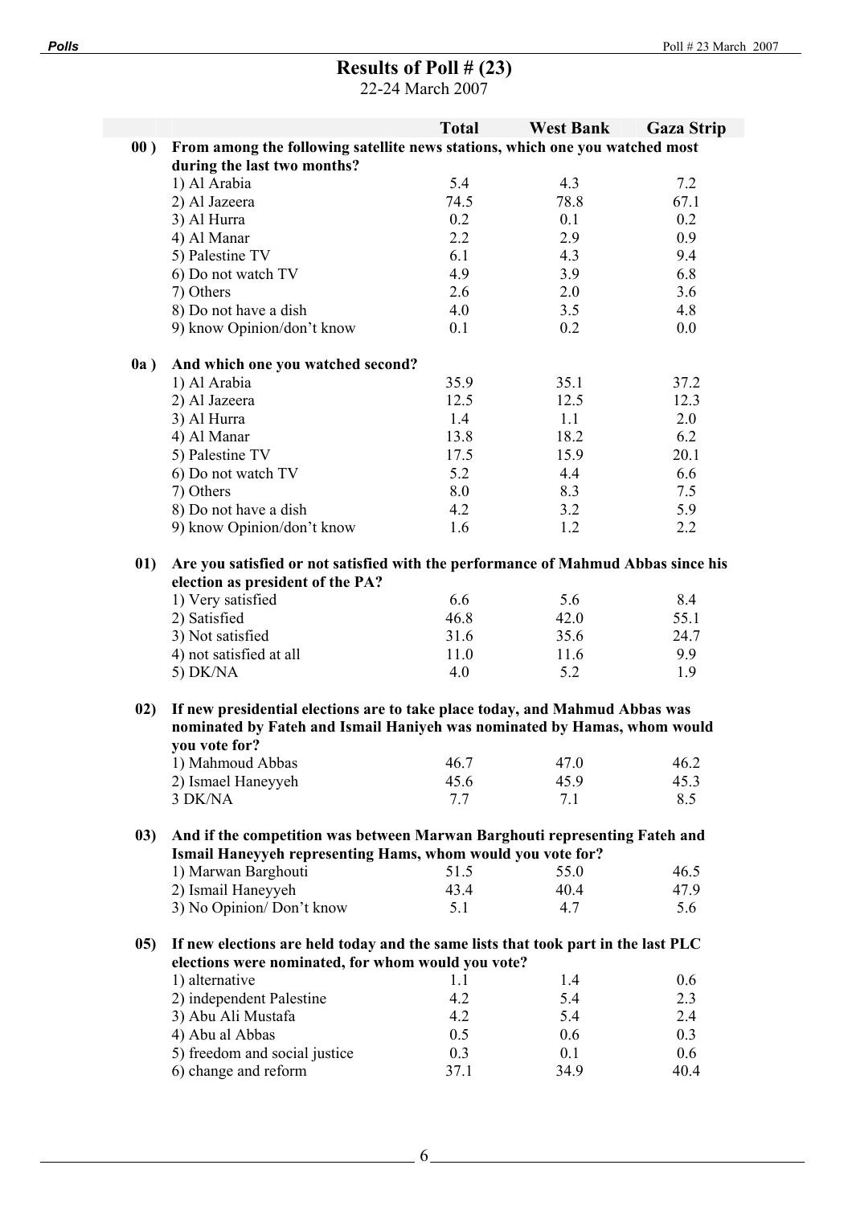# Results of Poll # (23)

22-24 March 2007

| | | Total | West Bank | Gaza Strip |
|---|---|---|---|---|
| **00 )** | **From among the following satellite news stations, which one you watched most during the last two months?** | | | |
| | 1) Al Arabia | 5.4 | 4.3 | 7.2 |
| | 2) Al Jazeera | 74.5 | 78.8 | 67.1 |
| | 3) Al Hurra | 0.2 | 0.1 | 0.2 |
| | 4) Al Manar | 2.2 | 2.9 | 0.9 |
| | 5) Palestine TV | 6.1 | 4.3 | 9.4 |
| | 6) Do not watch TV | 4.9 | 3.9 | 6.8 |
| | 7) Others | 2.6 | 2.0 | 3.6 |
| | 8) Do not have a dish | 4.0 | 3.5 | 4.8 |
| | 9) know Opinion/don't know | 0.1 | 0.2 | 0.0 |
| **0a )** | **And which one you watched second?** | | | |
| | 1) Al Arabia | 35.9 | 35.1 | 37.2 |
| | 2) Al Jazeera | 12.5 | 12.5 | 12.3 |
| | 3) Al Hurra | 1.4 | 1.1 | 2.0 |
| | 4) Al Manar | 13.8 | 18.2 | 6.2 |
| | 5) Palestine TV | 17.5 | 15.9 | 20.1 |
| | 6) Do not watch TV | 5.2 | 4.4 | 6.6 |
| | 7) Others | 8.0 | 8.3 | 7.5 |
| | 8) Do not have a dish | 4.2 | 3.2 | 5.9 |
| | 9) know Opinion/don't know | 1.6 | 1.2 | 2.2 |
| **01)** | **Are you satisfied or not satisfied with the performance of Mahmud Abbas since his election as president of the PA?** | | | |
| | 1) Very satisfied | 6.6 | 5.6 | 8.4 |
| | 2) Satisfied | 46.8 | 42.0 | 55.1 |
| | 3) Not satisfied | 31.6 | 35.6 | 24.7 |
| | 4) not satisfied at all | 11.0 | 11.6 | 9.9 |
| | 5) DK/NA | 4.0 | 5.2 | 1.9 |
| **02)** | **If new presidential elections are to take place today, and Mahmud Abbas was nominated by Fateh and Ismail Haniyeh was nominated by Hamas, whom would you vote for?** | | | |
| | 1) Mahmoud Abbas | 46.7 | 47.0 | 46.2 |
| | 2) Ismael Haneyyeh | 45.6 | 45.9 | 45.3 |
| | 3 DK/NA | 7.7 | 7.1 | 8.5 |
| **03)** | **And if the competition was between Marwan Barghouti representing Fateh and Ismail Haneyyeh representing Hams, whom would you vote for?** | | | |
| | 1) Marwan Barghouti | 51.5 | 55.0 | 46.5 |
| | 2) Ismail Haneyyeh | 43.4 | 40.4 | 47.9 |
| | 3) No Opinion/ Don't know | 5.1 | 4.7 | 5.6 |
| **05)** | **If new elections are held today and the same lists that took part in the last PLC elections were nominated, for whom would you vote?** | | | |
| | 1) alternative | 1.1 | 1.4 | 0.6 |
| | 2) independent Palestine | 4.2 | 5.4 | 2.3 |
| | 3) Abu Ali Mustafa | 4.2 | 5.4 | 2.4 |
| | 4) Abu al Abbas | 0.5 | 0.6 | 0.3 |
| | 5) freedom and social justice | 0.3 | 0.1 | 0.6 |
| | 6) change and reform | 37.1 | 34.9 | 40.4 |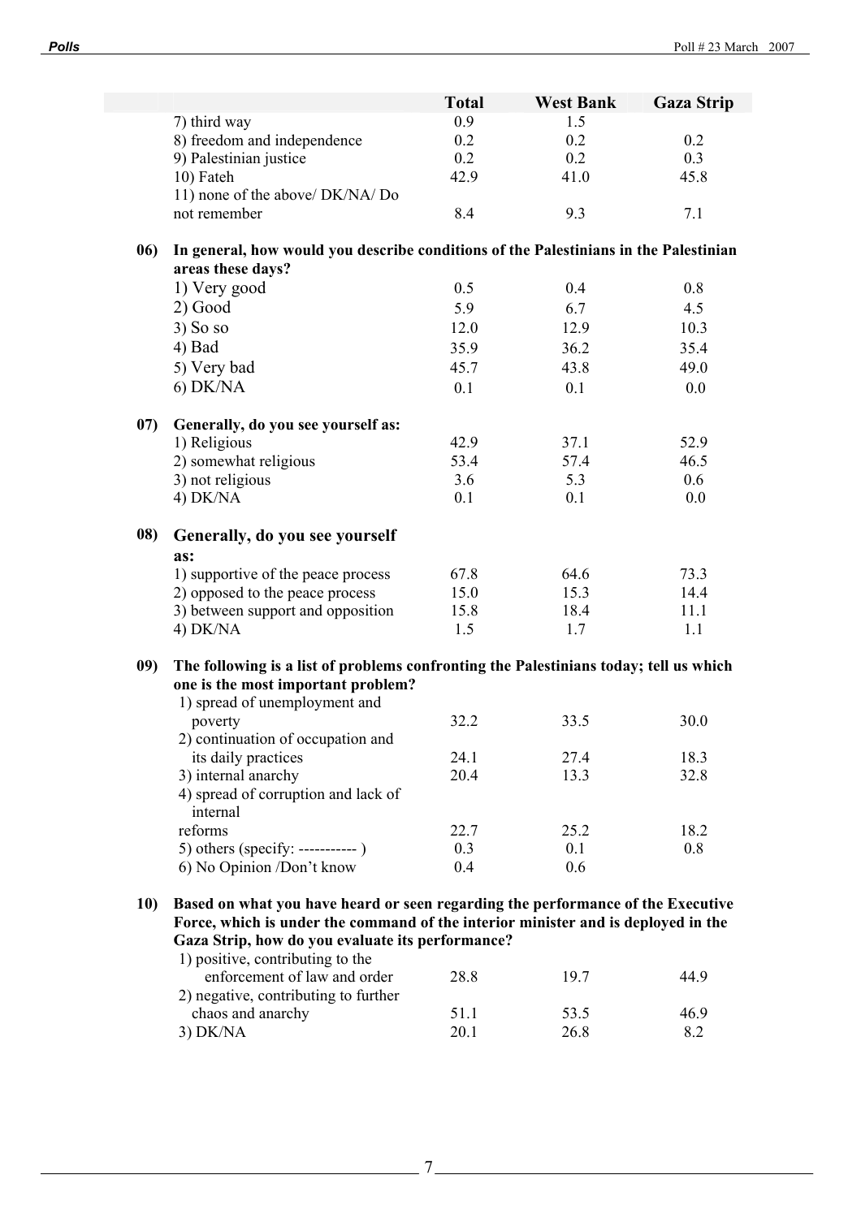| | Total | West Bank | Gaza Strip |
|---|---|---|---|
| 7) third way | 0.9 | 1.5 | |
| 8) freedom and independence | 0.2 | 0.2 | 0.2 |
| 9) Palestinian justice | 0.2 | 0.2 | 0.3 |
| 10) Fateh | 42.9 | 41.0 | 45.8 |
| 11) none of the above/ DK/NA/ Do not remember | 8.4 | 9.3 | 7.1 |

**06) In general, how would you describe conditions of the Palestinians in the Palestinian areas these days?**

| | Total | West Bank | Gaza Strip |
|---|---|---|---|
| 1) Very good | 0.5 | 0.4 | 0.8 |
| 2) Good | 5.9 | 6.7 | 4.5 |
| 3) So so | 12.0 | 12.9 | 10.3 |
| 4) Bad | 35.9 | 36.2 | 35.4 |
| 5) Very bad | 45.7 | 43.8 | 49.0 |
| 6) DK/NA | 0.1 | 0.1 | 0.0 |

**07) Generally, do you see yourself as:**

| | Total | West Bank | Gaza Strip |
|---|---|---|---|
| 1) Religious | 42.9 | 37.1 | 52.9 |
| 2) somewhat religious | 53.4 | 57.4 | 46.5 |
| 3) not religious | 3.6 | 5.3 | 0.6 |
| 4) DK/NA | 0.1 | 0.1 | 0.0 |

**08) Generally, do you see yourself as:**

| | Total | West Bank | Gaza Strip |
|---|---|---|---|
| 1) supportive of the peace process | 67.8 | 64.6 | 73.3 |
| 2) opposed to the peace process | 15.0 | 15.3 | 14.4 |
| 3) between support and opposition | 15.8 | 18.4 | 11.1 |
| 4) DK/NA | 1.5 | 1.7 | 1.1 |

**09) The following is a list of problems confronting the Palestinians today; tell us which one is the most important problem?**

| | Total | West Bank | Gaza Strip |
|---|---|---|---|
| 1) spread of unemployment and poverty | 32.2 | 33.5 | 30.0 |
| 2) continuation of occupation and its daily practices | 24.1 | 27.4 | 18.3 |
| 3) internal anarchy | 20.4 | 13.3 | 32.8 |
| 4) spread of corruption and lack of internal reforms | 22.7 | 25.2 | 18.2 |
| 5) others (specify: ----------- ) | 0.3 | 0.1 | 0.8 |
| 6) No Opinion /Don't know | 0.4 | 0.6 | |

**10) Based on what you have heard or seen regarding the performance of the Executive Force, which is under the command of the interior minister and is deployed in the Gaza Strip, how do you evaluate its performance?**

| | Total | West Bank | Gaza Strip |
|---|---|---|---|
| 1) positive, contributing to the enforcement of law and order | 28.8 | 19.7 | 44.9 |
| 2) negative, contributing to further chaos and anarchy | 51.1 | 53.5 | 46.9 |
| 3) DK/NA | 20.1 | 26.8 | 8.2 |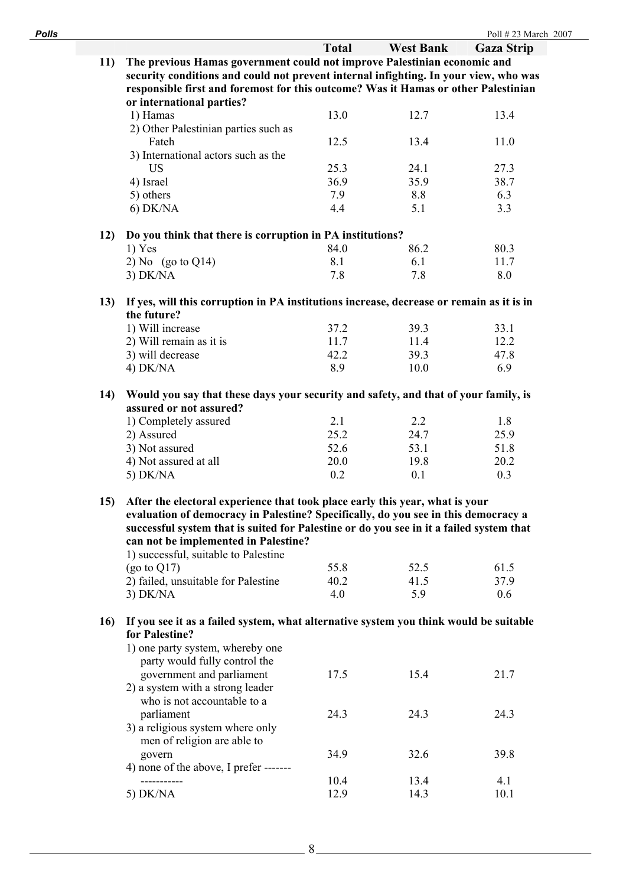| | | Total | West Bank | Gaza Strip |
|---|---|---|---|---|
| **11)** | **The previous Hamas government could not improve Palestinian economic and security conditions and could not prevent internal infighting. In your view, who was responsible first and foremost for this outcome? Was it Hamas or other Palestinian or international parties?** | | | |
| | 1) Hamas | 13.0 | 12.7 | 13.4 |
| | 2) Other Palestinian parties such as Fateh | 12.5 | 13.4 | 11.0 |
| | 3) International actors such as the US | 25.3 | 24.1 | 27.3 |
| | 4) Israel | 36.9 | 35.9 | 38.7 |
| | 5) others | 7.9 | 8.8 | 6.3 |
| | 6) DK/NA | 4.4 | 5.1 | 3.3 |
| **12)** | **Do you think that there is corruption in PA institutions?** | | | |
| | 1) Yes | 84.0 | 86.2 | 80.3 |
| | 2) No (go to Q14) | 8.1 | 6.1 | 11.7 |
| | 3) DK/NA | 7.8 | 7.8 | 8.0 |
| **13)** | **If yes, will this corruption in PA institutions increase, decrease or remain as it is in the future?** | | | |
| | 1) Will increase | 37.2 | 39.3 | 33.1 |
| | 2) Will remain as it is | 11.7 | 11.4 | 12.2 |
| | 3) will decrease | 42.2 | 39.3 | 47.8 |
| | 4) DK/NA | 8.9 | 10.0 | 6.9 |
| **14)** | **Would you say that these days your security and safety, and that of your family, is assured or not assured?** | | | |
| | 1) Completely assured | 2.1 | 2.2 | 1.8 |
| | 2) Assured | 25.2 | 24.7 | 25.9 |
| | 3) Not assured | 52.6 | 53.1 | 51.8 |
| | 4) Not assured at all | 20.0 | 19.8 | 20.2 |
| | 5) DK/NA | 0.2 | 0.1 | 0.3 |
| **15)** | **After the electoral experience that took place early this year, what is your evaluation of democracy in Palestine? Specifically, do you see in this democracy a successful system that is suited for Palestine or do you see in it a failed system that can not be implemented in Palestine?** | | | |
| | 1) successful, suitable to Palestine (go to Q17) | 55.8 | 52.5 | 61.5 |
| | 2) failed, unsuitable for Palestine | 40.2 | 41.5 | 37.9 |
| | 3) DK/NA | 4.0 | 5.9 | 0.6 |
| **16)** | **If you see it as a failed system, what alternative system you think would be suitable for Palestine?** | | | |
| | 1) one party system, whereby one party would fully control the government and parliament | 17.5 | 15.4 | 21.7 |
| | 2) a system with a strong leader who is not accountable to a parliament | 24.3 | 24.3 | 24.3 |
| | 3) a religious system where only men of religion are able to govern | 34.9 | 32.6 | 39.8 |
| | 4) none of the above, I prefer ------------------ | 10.4 | 13.4 | 4.1 |
| | 5) DK/NA | 12.9 | 14.3 | 10.1 |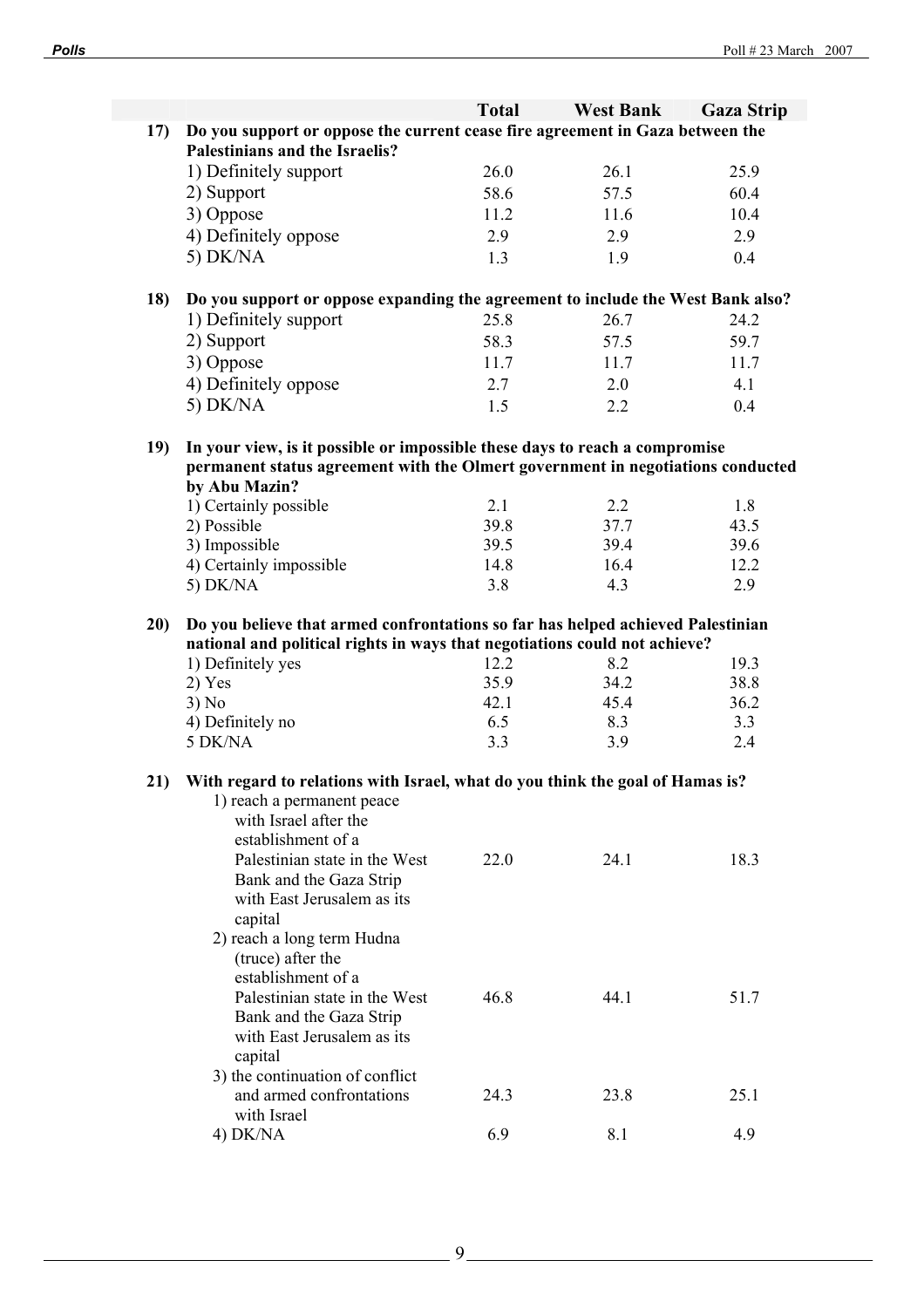| | | Total | West Bank | Gaza Strip |
|---|---|---|---|---|
| **17)** | **Do you support or oppose the current cease fire agreement in Gaza between the Palestinians and the Israelis?** | | | |
| | 1) Definitely support | 26.0 | 26.1 | 25.9 |
| | 2) Support | 58.6 | 57.5 | 60.4 |
| | 3) Oppose | 11.2 | 11.6 | 10.4 |
| | 4) Definitely oppose | 2.9 | 2.9 | 2.9 |
| | 5) DK/NA | 1.3 | 1.9 | 0.4 |
| **18)** | **Do you support or oppose expanding the agreement to include the West Bank also?** | | | |
| | 1) Definitely support | 25.8 | 26.7 | 24.2 |
| | 2) Support | 58.3 | 57.5 | 59.7 |
| | 3) Oppose | 11.7 | 11.7 | 11.7 |
| | 4) Definitely oppose | 2.7 | 2.0 | 4.1 |
| | 5) DK/NA | 1.5 | 2.2 | 0.4 |
| **19)** | **In your view, is it possible or impossible these days to reach a compromise permanent status agreement with the Olmert government in negotiations conducted by Abu Mazin?** | | | |
| | 1) Certainly possible | 2.1 | 2.2 | 1.8 |
| | 2) Possible | 39.8 | 37.7 | 43.5 |
| | 3) Impossible | 39.5 | 39.4 | 39.6 |
| | 4) Certainly impossible | 14.8 | 16.4 | 12.2 |
| | 5) DK/NA | 3.8 | 4.3 | 2.9 |
| **20)** | **Do you believe that armed confrontations so far has helped achieved Palestinian national and political rights in ways that negotiations could not achieve?** | | | |
| | 1) Definitely yes | 12.2 | 8.2 | 19.3 |
| | 2) Yes | 35.9 | 34.2 | 38.8 |
| | 3) No | 42.1 | 45.4 | 36.2 |
| | 4) Definitely no | 6.5 | 8.3 | 3.3 |
| | 5 DK/NA | 3.3 | 3.9 | 2.4 |
| **21)** | **With regard to relations with Israel, what do you think the goal of Hamas is?** | | | |
| | 1) reach a permanent peace with Israel after the establishment of a Palestinian state in the West Bank and the Gaza Strip with East Jerusalem as its capital | 22.0 | 24.1 | 18.3 |
| | 2) reach a long term Hudna (truce) after the establishment of a Palestinian state in the West Bank and the Gaza Strip with East Jerusalem as its capital | 46.8 | 44.1 | 51.7 |
| | 3) the continuation of conflict and armed confrontations with Israel | 24.3 | 23.8 | 25.1 |
| | 4) DK/NA | 6.9 | 8.1 | 4.9 |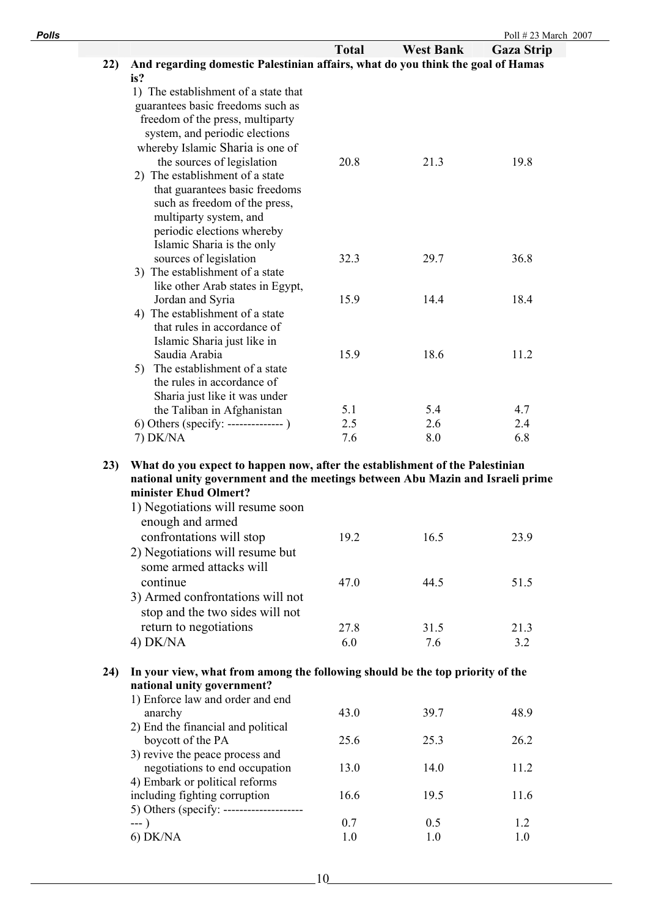| | Total | West Bank | Gaza Strip |
|---|---|---|---|
| **22) And regarding domestic Palestinian affairs, what do you think the goal of Hamas is?** | | | |
| 1) The establishment of a state that guarantees basic freedoms such as freedom of the press, multiparty system, and periodic elections whereby Islamic Sharia is one of the sources of legislation | 20.8 | 21.3 | 19.8 |
| 2) The establishment of a state that guarantees basic freedoms such as freedom of the press, multiparty system, and periodic elections whereby Islamic Sharia is the only sources of legislation | 32.3 | 29.7 | 36.8 |
| 3) The establishment of a state like other Arab states in Egypt, Jordan and Syria | 15.9 | 14.4 | 18.4 |
| 4) The establishment of a state that rules in accordance of Islamic Sharia just like in Saudia Arabia | 15.9 | 18.6 | 11.2 |
| 5) The establishment of a state the rules in accordance of Sharia just like it was under the Taliban in Afghanistan | 5.1 | 5.4 | 4.7 |
| 6) Others (specify: -------------- ) | 2.5 | 2.6 | 2.4 |
| 7) DK/NA | 7.6 | 8.0 | 6.8 |
| **23) What do you expect to happen now, after the establishment of the Palestinian national unity government and the meetings between Abu Mazin and Israeli prime minister Ehud Olmert?** | | | |
| 1) Negotiations will resume soon enough and armed confrontations will stop | 19.2 | 16.5 | 23.9 |
| 2) Negotiations will resume but some armed attacks will continue | 47.0 | 44.5 | 51.5 |
| 3) Armed confrontations will not stop and the two sides will not return to negotiations | 27.8 | 31.5 | 21.3 |
| 4) DK/NA | 6.0 | 7.6 | 3.2 |
| **24) In your view, what from among the following should be the top priority of the national unity government?** | | | |
| 1) Enforce law and order and end anarchy | 43.0 | 39.7 | 48.9 |
| 2) End the financial and political boycott of the PA | 25.6 | 25.3 | 26.2 |
| 3) revive the peace process and negotiations to end occupation | 13.0 | 14.0 | 11.2 |
| 4) Embark or political reforms including fighting corruption | 16.6 | 19.5 | 11.6 |
| 5) Others (specify: ----------------------- ) | 0.7 | 0.5 | 1.2 |
| 6) DK/NA | 1.0 | 1.0 | 1.0 |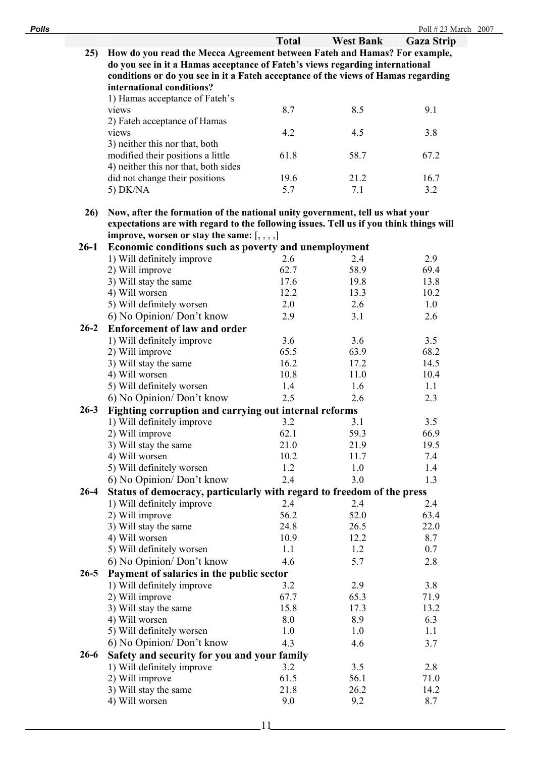| | | Total | West Bank | Gaza Strip |
|---|---|---|---|---|
| **25)** | **How do you read the Mecca Agreement between Fateh and Hamas? For example, do you see in it a Hamas acceptance of Fateh's views regarding international conditions or do you see in it a Fateh acceptance of the views of Hamas regarding international conditions?** | | | |
| | 1) Hamas acceptance of Fateh's views | 8.7 | 8.5 | 9.1 |
| | 2) Fateh acceptance of Hamas views | 4.2 | 4.5 | 3.8 |
| | 3) neither this nor that, both modified their positions a little | 61.8 | 58.7 | 67.2 |
| | 4) neither this nor that, both sides did not change their positions | 19.6 | 21.2 | 16.7 |
| | 5) DK/NA | 5.7 | 7.1 | 3.2 |
| **26)** | **Now, after the formation of the national unity government, tell us what your expectations are with regard to the following issues. Tell us if you think things will improve, worsen or stay the same:** [, , , ,] | | | |
| **26-1** | **Economic conditions such as poverty and unemployment** | | | |
| | 1) Will definitely improve | 2.6 | 2.4 | 2.9 |
| | 2) Will improve | 62.7 | 58.9 | 69.4 |
| | 3) Will stay the same | 17.6 | 19.8 | 13.8 |
| | 4) Will worsen | 12.2 | 13.3 | 10.2 |
| | 5) Will definitely worsen | 2.0 | 2.6 | 1.0 |
| | 6) No Opinion/ Don't know | 2.9 | 3.1 | 2.6 |
| **26-2** | **Enforcement of law and order** | | | |
| | 1) Will definitely improve | 3.6 | 3.6 | 3.5 |
| | 2) Will improve | 65.5 | 63.9 | 68.2 |
| | 3) Will stay the same | 16.2 | 17.2 | 14.5 |
| | 4) Will worsen | 10.8 | 11.0 | 10.4 |
| | 5) Will definitely worsen | 1.4 | 1.6 | 1.1 |
| | 6) No Opinion/ Don't know | 2.5 | 2.6 | 2.3 |
| **26-3** | **Fighting corruption and carrying out internal reforms** | | | |
| | 1) Will definitely improve | 3.2 | 3.1 | 3.5 |
| | 2) Will improve | 62.1 | 59.3 | 66.9 |
| | 3) Will stay the same | 21.0 | 21.9 | 19.5 |
| | 4) Will worsen | 10.2 | 11.7 | 7.4 |
| | 5) Will definitely worsen | 1.2 | 1.0 | 1.4 |
| | 6) No Opinion/ Don't know | 2.4 | 3.0 | 1.3 |
| **26-4** | **Status of democracy, particularly with regard to freedom of the press** | | | |
| | 1) Will definitely improve | 2.4 | 2.4 | 2.4 |
| | 2) Will improve | 56.2 | 52.0 | 63.4 |
| | 3) Will stay the same | 24.8 | 26.5 | 22.0 |
| | 4) Will worsen | 10.9 | 12.2 | 8.7 |
| | 5) Will definitely worsen | 1.1 | 1.2 | 0.7 |
| | 6) No Opinion/ Don't know | 4.6 | 5.7 | 2.8 |
| **26-5** | **Payment of salaries in the public sector** | | | |
| | 1) Will definitely improve | 3.2 | 2.9 | 3.8 |
| | 2) Will improve | 67.7 | 65.3 | 71.9 |
| | 3) Will stay the same | 15.8 | 17.3 | 13.2 |
| | 4) Will worsen | 8.0 | 8.9 | 6.3 |
| | 5) Will definitely worsen | 1.0 | 1.0 | 1.1 |
| | 6) No Opinion/ Don't know | 4.3 | 4.6 | 3.7 |
| **26-6** | **Safety and security for you and your family** | | | |
| | 1) Will definitely improve | 3.2 | 3.5 | 2.8 |
| | 2) Will improve | 61.5 | 56.1 | 71.0 |
| | 3) Will stay the same | 21.8 | 26.2 | 14.2 |
| | 4) Will worsen | 9.0 | 9.2 | 8.7 |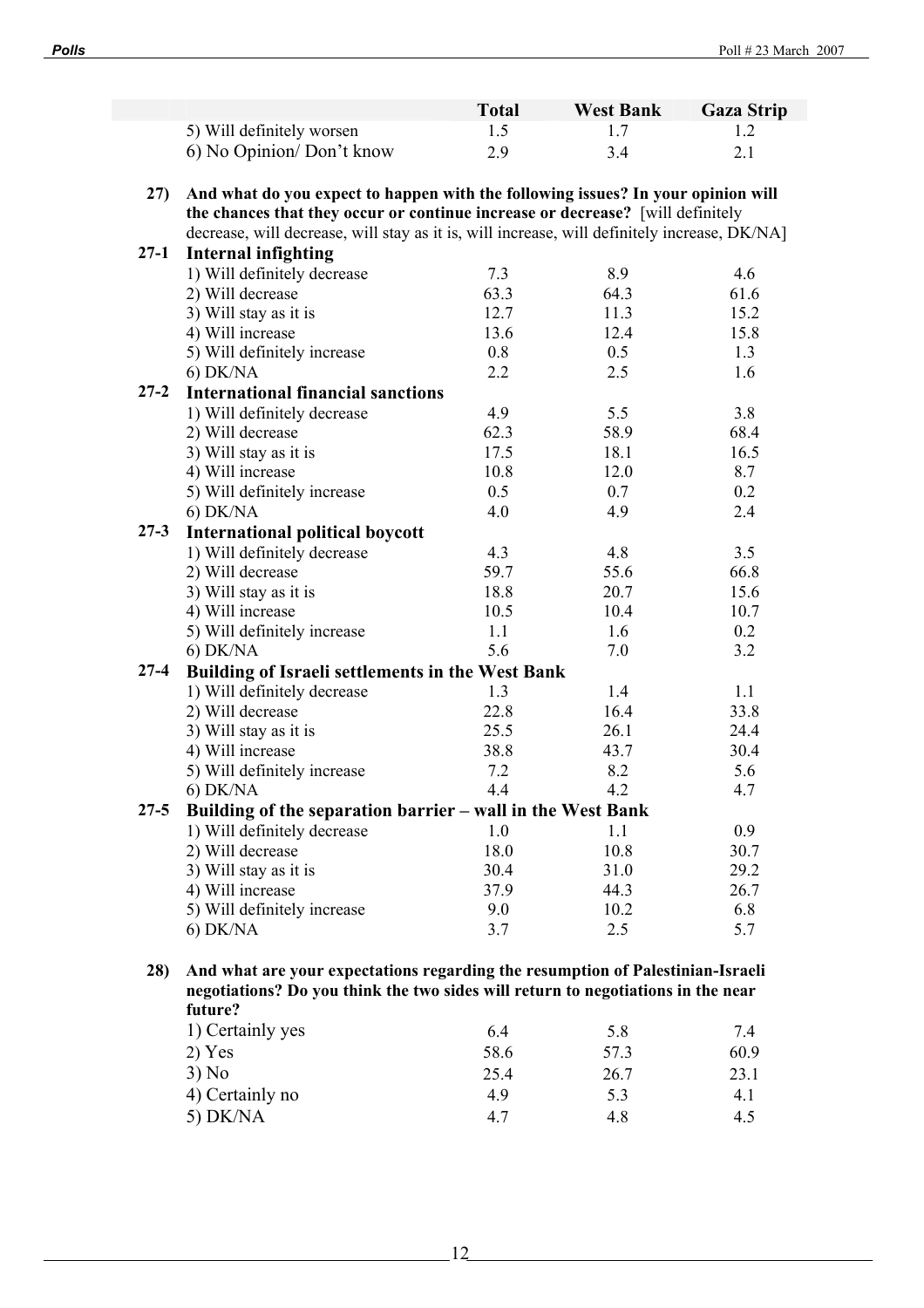| | Total | West Bank | Gaza Strip |
|---|---|---|---|
| 5) Will definitely worsen | 1.5 | 1.7 | 1.2 |
| 6) No Opinion/ Don't know | 2.9 | 3.4 | 2.1 |

**27) And what do you expect to happen with the following issues? In your opinion will the chances that they occur or continue increase or decrease?** [will definitely decrease, will decrease, will stay as it is, will increase, will definitely increase, DK/NA]

**27-1 Internal infighting**

| | Total | West Bank | Gaza Strip |
|---|---|---|---|
| 1) Will definitely decrease | 7.3 | 8.9 | 4.6 |
| 2) Will decrease | 63.3 | 64.3 | 61.6 |
| 3) Will stay as it is | 12.7 | 11.3 | 15.2 |
| 4) Will increase | 13.6 | 12.4 | 15.8 |
| 5) Will definitely increase | 0.8 | 0.5 | 1.3 |
| 6) DK/NA | 2.2 | 2.5 | 1.6 |

**27-2 International financial sanctions**

| | Total | West Bank | Gaza Strip |
|---|---|---|---|
| 1) Will definitely decrease | 4.9 | 5.5 | 3.8 |
| 2) Will decrease | 62.3 | 58.9 | 68.4 |
| 3) Will stay as it is | 17.5 | 18.1 | 16.5 |
| 4) Will increase | 10.8 | 12.0 | 8.7 |
| 5) Will definitely increase | 0.5 | 0.7 | 0.2 |
| 6) DK/NA | 4.0 | 4.9 | 2.4 |

**27-3 International political boycott**

| | Total | West Bank | Gaza Strip |
|---|---|---|---|
| 1) Will definitely decrease | 4.3 | 4.8 | 3.5 |
| 2) Will decrease | 59.7 | 55.6 | 66.8 |
| 3) Will stay as it is | 18.8 | 20.7 | 15.6 |
| 4) Will increase | 10.5 | 10.4 | 10.7 |
| 5) Will definitely increase | 1.1 | 1.6 | 0.2 |
| 6) DK/NA | 5.6 | 7.0 | 3.2 |

**27-4 Building of Israeli settlements in the West Bank**

| | Total | West Bank | Gaza Strip |
|---|---|---|---|
| 1) Will definitely decrease | 1.3 | 1.4 | 1.1 |
| 2) Will decrease | 22.8 | 16.4 | 33.8 |
| 3) Will stay as it is | 25.5 | 26.1 | 24.4 |
| 4) Will increase | 38.8 | 43.7 | 30.4 |
| 5) Will definitely increase | 7.2 | 8.2 | 5.6 |
| 6) DK/NA | 4.4 | 4.2 | 4.7 |

**27-5 Building of the separation barrier – wall in the West Bank**

| | Total | West Bank | Gaza Strip |
|---|---|---|---|
| 1) Will definitely decrease | 1.0 | 1.1 | 0.9 |
| 2) Will decrease | 18.0 | 10.8 | 30.7 |
| 3) Will stay as it is | 30.4 | 31.0 | 29.2 |
| 4) Will increase | 37.9 | 44.3 | 26.7 |
| 5) Will definitely increase | 9.0 | 10.2 | 6.8 |
| 6) DK/NA | 3.7 | 2.5 | 5.7 |

**28) And what are your expectations regarding the resumption of Palestinian-Israeli negotiations? Do you think the two sides will return to negotiations in the near future?**

| | Total | West Bank | Gaza Strip |
|---|---|---|---|
| 1) Certainly yes | 6.4 | 5.8 | 7.4 |
| 2) Yes | 58.6 | 57.3 | 60.9 |
| 3) No | 25.4 | 26.7 | 23.1 |
| 4) Certainly no | 4.9 | 5.3 | 4.1 |
| 5) DK/NA | 4.7 | 4.8 | 4.5 |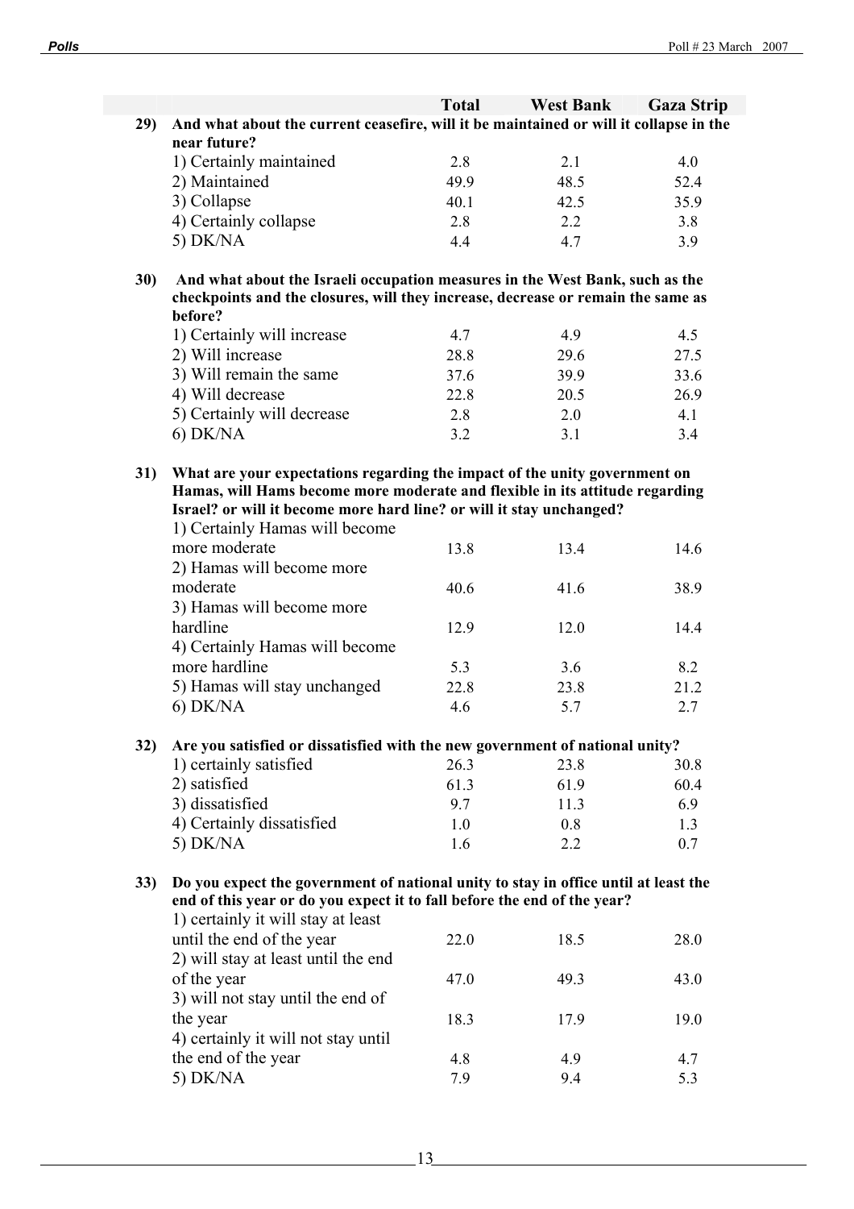| | | Total | West Bank | Gaza Strip |
|---|---|---|---|---|
| **29)** | **And what about the current ceasefire, will it be maintained or will it collapse in the near future?** | | | |
| | 1) Certainly maintained | 2.8 | 2.1 | 4.0 |
| | 2) Maintained | 49.9 | 48.5 | 52.4 |
| | 3) Collapse | 40.1 | 42.5 | 35.9 |
| | 4) Certainly collapse | 2.8 | 2.2 | 3.8 |
| | 5) DK/NA | 4.4 | 4.7 | 3.9 |
| **30)** | **And what about the Israeli occupation measures in the West Bank, such as the checkpoints and the closures, will they increase, decrease or remain the same as before?** | | | |
| | 1) Certainly will increase | 4.7 | 4.9 | 4.5 |
| | 2) Will increase | 28.8 | 29.6 | 27.5 |
| | 3) Will remain the same | 37.6 | 39.9 | 33.6 |
| | 4) Will decrease | 22.8 | 20.5 | 26.9 |
| | 5) Certainly will decrease | 2.8 | 2.0 | 4.1 |
| | 6) DK/NA | 3.2 | 3.1 | 3.4 |
| **31)** | **What are your expectations regarding the impact of the unity government on Hamas, will Hams become more moderate and flexible in its attitude regarding Israel? or will it become more hard line? or will it stay unchanged?** | | | |
| | 1) Certainly Hamas will become more moderate | 13.8 | 13.4 | 14.6 |
| | 2) Hamas will become more moderate | 40.6 | 41.6 | 38.9 |
| | 3) Hamas will become more hardline | 12.9 | 12.0 | 14.4 |
| | 4) Certainly Hamas will become more hardline | 5.3 | 3.6 | 8.2 |
| | 5) Hamas will stay unchanged | 22.8 | 23.8 | 21.2 |
| | 6) DK/NA | 4.6 | 5.7 | 2.7 |
| **32)** | **Are you satisfied or dissatisfied with the new government of national unity?** | | | |
| | 1) certainly satisfied | 26.3 | 23.8 | 30.8 |
| | 2) satisfied | 61.3 | 61.9 | 60.4 |
| | 3) dissatisfied | 9.7 | 11.3 | 6.9 |
| | 4) Certainly dissatisfied | 1.0 | 0.8 | 1.3 |
| | 5) DK/NA | 1.6 | 2.2 | 0.7 |
| **33)** | **Do you expect the government of national unity to stay in office until at least the end of this year or do you expect it to fall before the end of the year?** | | | |
| | 1) certainly it will stay at least until the end of the year | 22.0 | 18.5 | 28.0 |
| | 2) will stay at least until the end of the year | 47.0 | 49.3 | 43.0 |
| | 3) will not stay until the end of the year | 18.3 | 17.9 | 19.0 |
| | 4) certainly it will not stay until the end of the year | 4.8 | 4.9 | 4.7 |
| | 5) DK/NA | 7.9 | 9.4 | 5.3 |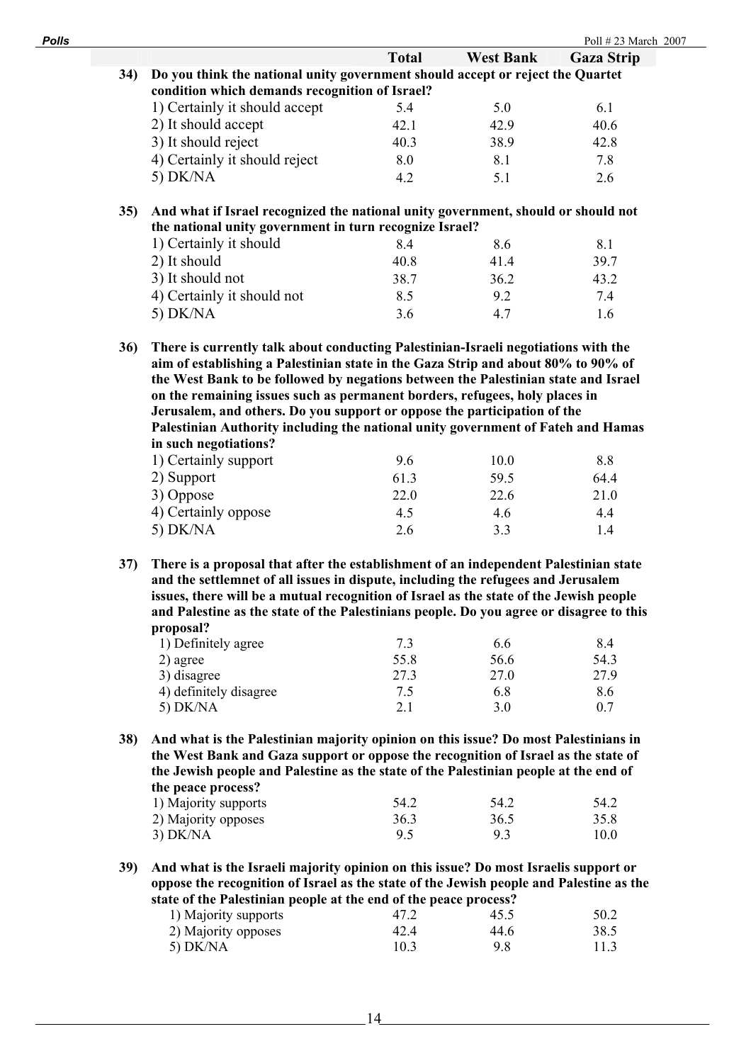| | | Total | West Bank | Gaza Strip |
|---|---|---|---|---|
| **34)** | **Do you think the national unity government should accept or reject the Quartet condition which demands recognition of Israel?** | | | |
| | 1) Certainly it should accept | 5.4 | 5.0 | 6.1 |
| | 2) It should accept | 42.1 | 42.9 | 40.6 |
| | 3) It should reject | 40.3 | 38.9 | 42.8 |
| | 4) Certainly it should reject | 8.0 | 8.1 | 7.8 |
| | 5) DK/NA | 4.2 | 5.1 | 2.6 |
| **35)** | **And what if Israel recognized the national unity government, should or should not the national unity government in turn recognize Israel?** | | | |
| | 1) Certainly it should | 8.4 | 8.6 | 8.1 |
| | 2) It should | 40.8 | 41.4 | 39.7 |
| | 3) It should not | 38.7 | 36.2 | 43.2 |
| | 4) Certainly it should not | 8.5 | 9.2 | 7.4 |
| | 5) DK/NA | 3.6 | 4.7 | 1.6 |
| **36)** | **There is currently talk about conducting Palestinian-Israeli negotiations with the aim of establishing a Palestinian state in the Gaza Strip and about 80% to 90% of the West Bank to be followed by negations between the Palestinian state and Israel on the remaining issues such as permanent borders, refugees, holy places in Jerusalem, and others. Do you support or oppose the participation of the Palestinian Authority including the national unity government of Fateh and Hamas in such negotiations?** | | | |
| | 1) Certainly support | 9.6 | 10.0 | 8.8 |
| | 2) Support | 61.3 | 59.5 | 64.4 |
| | 3) Oppose | 22.0 | 22.6 | 21.0 |
| | 4) Certainly oppose | 4.5 | 4.6 | 4.4 |
| | 5) DK/NA | 2.6 | 3.3 | 1.4 |
| **37)** | **There is a proposal that after the establishment of an independent Palestinian state and the settlemnet of all issues in dispute, including the refugees and Jerusalem issues, there will be a mutual recognition of Israel as the state of the Jewish people and Palestine as the state of the Palestinians people. Do you agree or disagree to this proposal?** | | | |
| | 1) Definitely agree | 7.3 | 6.6 | 8.4 |
| | 2) agree | 55.8 | 56.6 | 54.3 |
| | 3) disagree | 27.3 | 27.0 | 27.9 |
| | 4) definitely disagree | 7.5 | 6.8 | 8.6 |
| | 5) DK/NA | 2.1 | 3.0 | 0.7 |
| **38)** | **And what is the Palestinian majority opinion on this issue? Do most Palestinians in the West Bank and Gaza support or oppose the recognition of Israel as the state of the Jewish people and Palestine as the state of the Palestinian people at the end of the peace process?** | | | |
| | 1) Majority supports | 54.2 | 54.2 | 54.2 |
| | 2) Majority opposes | 36.3 | 36.5 | 35.8 |
| | 3) DK/NA | 9.5 | 9.3 | 10.0 |
| **39)** | **And what is the Israeli majority opinion on this issue? Do most Israelis support or oppose the recognition of Israel as the state of the Jewish people and Palestine as the state of the Palestinian people at the end of the peace process?** | | | |
| | 1) Majority supports | 47.2 | 45.5 | 50.2 |
| | 2) Majority opposes | 42.4 | 44.6 | 38.5 |
| | 5) DK/NA | 10.3 | 9.8 | 11.3 |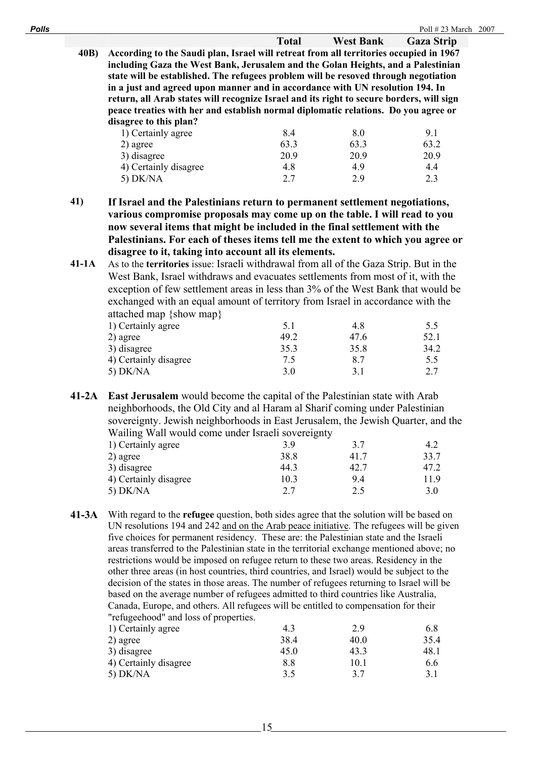| | | Total | West Bank | Gaza Strip |
|---|---|---|---|---|
| **40B)** | **According to the Saudi plan, Israel will retreat from all territories occupied in 1967 including Gaza the West Bank, Jerusalem and the Golan Heights, and a Palestinian state will be established. The refugees problem will be resoved through negotiation in a just and agreed upon manner and in accordance with UN resolution 194. In return, all Arab states will recognize Israel and its right to secure borders, will sign peace treaties with her and establish normal diplomatic relations. Do you agree or disagree to this plan?** | | | |
| | 1) Certainly agree | 8.4 | 8.0 | 9.1 |
| | 2) agree | 63.3 | 63.3 | 63.2 |
| | 3) disagree | 20.9 | 20.9 | 20.9 |
| | 4) Certainly disagree | 4.8 | 4.9 | 4.4 |
| | 5) DK/NA | 2.7 | 2.9 | 2.3 |

**41)** **If Israel and the Palestinians return to permanent settlement negotiations, various compromise proposals may come up on the table. I will read to you now several items that might be included in the final settlement with the Palestinians. For each of theses items tell me the extent to which you agree or disagree to it, taking into account all its elements.**

| | | Total | West Bank | Gaza Strip |
|---|---|---|---|---|
| **41-1A** | As to the **territories** issue: Israeli withdrawal from all of the Gaza Strip. But in the West Bank, Israel withdraws and evacuates settlements from most of it, with the exception of few settlement areas in less than 3% of the West Bank that would be exchanged with an equal amount of territory from Israel in accordance with the attached map {show map} | | | |
| | 1) Certainly agree | 5.1 | 4.8 | 5.5 |
| | 2) agree | 49.2 | 47.6 | 52.1 |
| | 3) disagree | 35.3 | 35.8 | 34.2 |
| | 4) Certainly disagree | 7.5 | 8.7 | 5.5 |
| | 5) DK/NA | 3.0 | 3.1 | 2.7 |
| **41-2A** | **East Jerusalem** would become the capital of the Palestinian state with Arab neighborhoods, the Old City and al Haram al Sharif coming under Palestinian sovereignty. Jewish neighborhoods in East Jerusalem, the Jewish Quarter, and the Wailing Wall would come under Israeli sovereignty | | | |
| | 1) Certainly agree | 3.9 | 3.7 | 4.2 |
| | 2) agree | 38.8 | 41.7 | 33.7 |
| | 3) disagree | 44.3 | 42.7 | 47.2 |
| | 4) Certainly disagree | 10.3 | 9.4 | 11.9 |
| | 5) DK/NA | 2.7 | 2.5 | 3.0 |
| **41-3A** | With regard to the **refugee** question, both sides agree that the solution will be based on UN resolutions 194 and 242 and on the Arab peace initiative. The refugees will be given five choices for permanent residency. These are: the Palestinian state and the Israeli areas transferred to the Palestinian state in the territorial exchange mentioned above; no restrictions would be imposed on refugee return to these two areas. Residency in the other three areas (in host countries, third countries, and Israel) would be subject to the decision of the states in those areas. The number of refugees returning to Israel will be based on the average number of refugees admitted to third countries like Australia, Canada, Europe, and others. All refugees will be entitled to compensation for their "refugeehood" and loss of properties. | | | |
| | 1) Certainly agree | 4.3 | 2.9 | 6.8 |
| | 2) agree | 38.4 | 40.0 | 35.4 |
| | 3) disagree | 45.0 | 43.3 | 48.1 |
| | 4) Certainly disagree | 8.8 | 10.1 | 6.6 |
| | 5) DK/NA | 3.5 | 3.7 | 3.1 |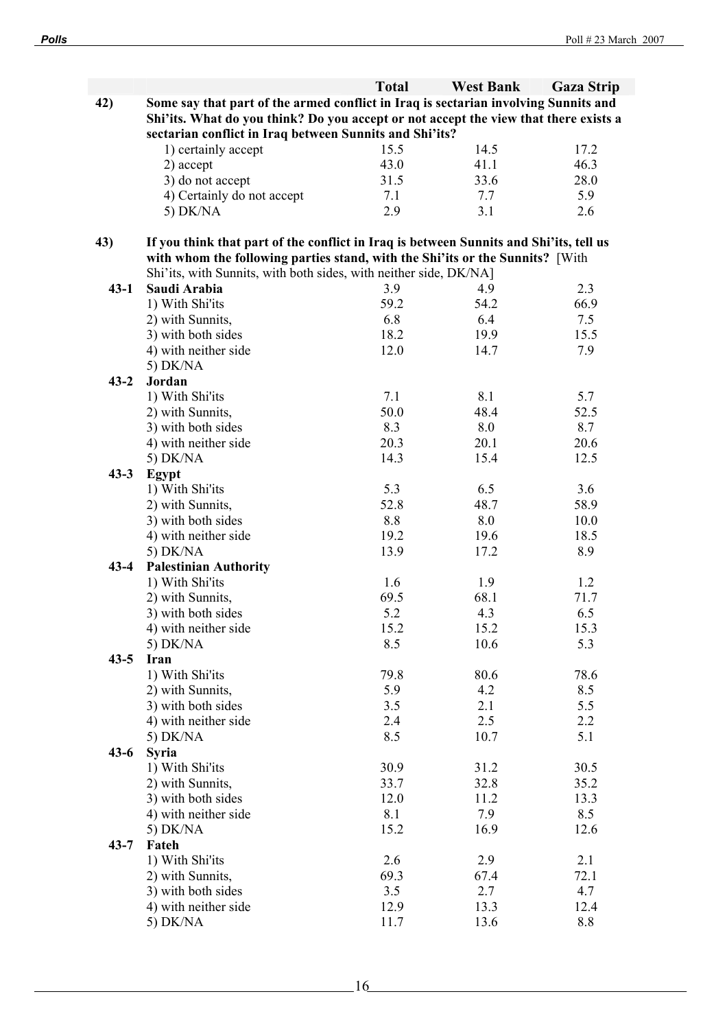| | | Total | West Bank | Gaza Strip |
|---|---|---|---|---|
| **42)** | **Some say that part of the armed conflict in Iraq is sectarian involving Sunnits and Shi'its. What do you think? Do you accept or not accept the view that there exists a sectarian conflict in Iraq between Sunnits and Shi'its?** | | | |
| | 1) certainly accept | 15.5 | 14.5 | 17.2 |
| | 2) accept | 43.0 | 41.1 | 46.3 |
| | 3) do not accept | 31.5 | 33.6 | 28.0 |
| | 4) Certainly do not accept | 7.1 | 7.7 | 5.9 |
| | 5) DK/NA | 2.9 | 3.1 | 2.6 |
| **43)** | **If you think that part of the conflict in Iraq is between Sunnits and Shi'its, tell us with whom the following parties stand, with the Shi'its or the Sunnits?** [With Shi'its, with Sunnits, with both sides, with neither side, DK/NA] | | | |
| **43-1** | **Saudi Arabia** | 3.9 | 4.9 | 2.3 |
| | 1) With Shi'its | 59.2 | 54.2 | 66.9 |
| | 2) with Sunnits, | 6.8 | 6.4 | 7.5 |
| | 3) with both sides | 18.2 | 19.9 | 15.5 |
| | 4) with neither side | 12.0 | 14.7 | 7.9 |
| | 5) DK/NA | | | |
| **43-2** | **Jordan** | | | |
| | 1) With Shi'its | 7.1 | 8.1 | 5.7 |
| | 2) with Sunnits, | 50.0 | 48.4 | 52.5 |
| | 3) with both sides | 8.3 | 8.0 | 8.7 |
| | 4) with neither side | 20.3 | 20.1 | 20.6 |
| | 5) DK/NA | 14.3 | 15.4 | 12.5 |
| **43-3** | **Egypt** | | | |
| | 1) With Shi'its | 5.3 | 6.5 | 3.6 |
| | 2) with Sunnits, | 52.8 | 48.7 | 58.9 |
| | 3) with both sides | 8.8 | 8.0 | 10.0 |
| | 4) with neither side | 19.2 | 19.6 | 18.5 |
| | 5) DK/NA | 13.9 | 17.2 | 8.9 |
| **43-4** | **Palestinian Authority** | | | |
| | 1) With Shi'its | 1.6 | 1.9 | 1.2 |
| | 2) with Sunnits, | 69.5 | 68.1 | 71.7 |
| | 3) with both sides | 5.2 | 4.3 | 6.5 |
| | 4) with neither side | 15.2 | 15.2 | 15.3 |
| | 5) DK/NA | 8.5 | 10.6 | 5.3 |
| **43-5** | **Iran** | | | |
| | 1) With Shi'its | 79.8 | 80.6 | 78.6 |
| | 2) with Sunnits, | 5.9 | 4.2 | 8.5 |
| | 3) with both sides | 3.5 | 2.1 | 5.5 |
| | 4) with neither side | 2.4 | 2.5 | 2.2 |
| | 5) DK/NA | 8.5 | 10.7 | 5.1 |
| **43-6** | **Syria** | | | |
| | 1) With Shi'its | 30.9 | 31.2 | 30.5 |
| | 2) with Sunnits, | 33.7 | 32.8 | 35.2 |
| | 3) with both sides | 12.0 | 11.2 | 13.3 |
| | 4) with neither side | 8.1 | 7.9 | 8.5 |
| | 5) DK/NA | 15.2 | 16.9 | 12.6 |
| **43-7** | **Fateh** | | | |
| | 1) With Shi'its | 2.6 | 2.9 | 2.1 |
| | 2) with Sunnits, | 69.3 | 67.4 | 72.1 |
| | 3) with both sides | 3.5 | 2.7 | 4.7 |
| | 4) with neither side | 12.9 | 13.3 | 12.4 |
| | 5) DK/NA | 11.7 | 13.6 | 8.8 |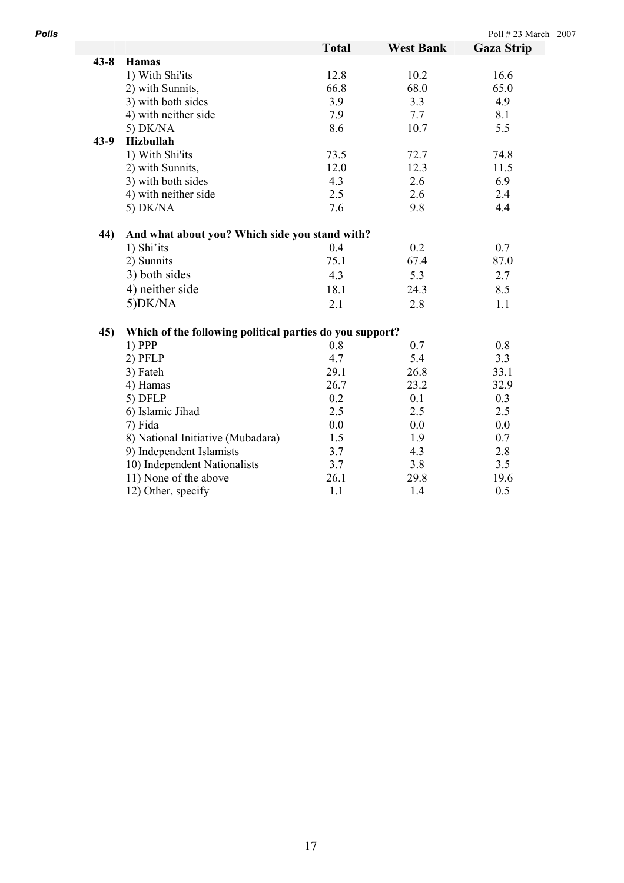| | | Total | West Bank | Gaza Strip |
|---|---|---|---|---|
| **43-8** | **Hamas** | | | |
| | 1) With Shi'its | 12.8 | 10.2 | 16.6 |
| | 2) with Sunnits, | 66.8 | 68.0 | 65.0 |
| | 3) with both sides | 3.9 | 3.3 | 4.9 |
| | 4) with neither side | 7.9 | 7.7 | 8.1 |
| | 5) DK/NA | 8.6 | 10.7 | 5.5 |
| **43-9** | **Hizbullah** | | | |
| | 1) With Shi'its | 73.5 | 72.7 | 74.8 |
| | 2) with Sunnits, | 12.0 | 12.3 | 11.5 |
| | 3) with both sides | 4.3 | 2.6 | 6.9 |
| | 4) with neither side | 2.5 | 2.6 | 2.4 |
| | 5) DK/NA | 7.6 | 9.8 | 4.4 |
| **44)** | **And what about you? Which side you stand with?** | | | |
| | 1) Shi'its | 0.4 | 0.2 | 0.7 |
| | 2) Sunnits | 75.1 | 67.4 | 87.0 |
| | 3) both sides | 4.3 | 5.3 | 2.7 |
| | 4) neither side | 18.1 | 24.3 | 8.5 |
| | 5)DK/NA | 2.1 | 2.8 | 1.1 |
| **45)** | **Which of the following political parties do you support?** | | | |
| | 1) PPP | 0.8 | 0.7 | 0.8 |
| | 2) PFLP | 4.7 | 5.4 | 3.3 |
| | 3) Fateh | 29.1 | 26.8 | 33.1 |
| | 4) Hamas | 26.7 | 23.2 | 32.9 |
| | 5) DFLP | 0.2 | 0.1 | 0.3 |
| | 6) Islamic Jihad | 2.5 | 2.5 | 2.5 |
| | 7) Fida | 0.0 | 0.0 | 0.0 |
| | 8) National Initiative (Mubadara) | 1.5 | 1.9 | 0.7 |
| | 9) Independent Islamists | 3.7 | 4.3 | 2.8 |
| | 10) Independent Nationalists | 3.7 | 3.8 | 3.5 |
| | 11) None of the above | 26.1 | 29.8 | 19.6 |
| | 12) Other, specify | 1.1 | 1.4 | 0.5 |